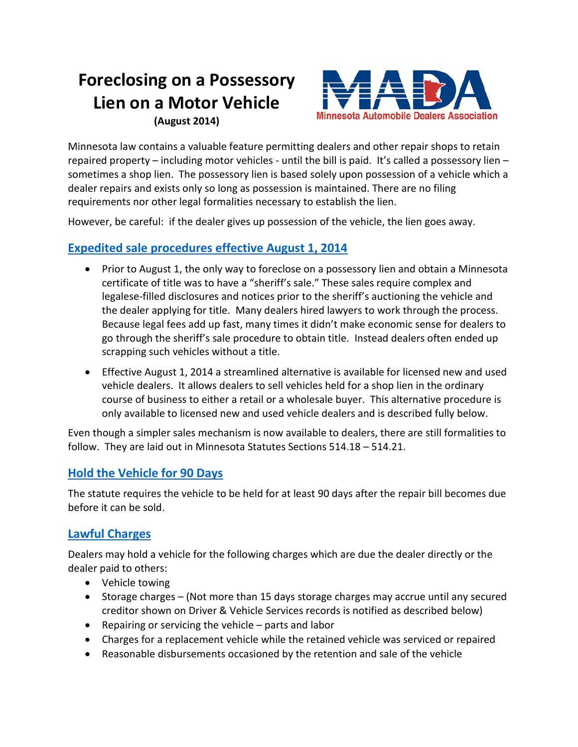# Foreclosing on a Possessory Lien on a Motor Vehicle

**(August 2014)**

Minnesota Automobile Dealers Association

Minnesota law contains a valuable feature permitting dealers and other repair shops to retain repaired property – including motor vehicles - until the bill is paid. It's called a possessory lien – sometimes a shop lien. The possessory lien is based solely upon possession of a vehicle which a dealer repairs and exists only so long as possession is maintained. There are no filing requirements nor other legal formalities necessary to establish the lien.

However, be careful: if the dealer gives up possession of the vehicle, the lien goes away.

## Expedited sale procedures effective August 1, 2014

- Prior to August 1, the only way to foreclose on a possessory lien and obtain a Minnesota certificate of title was to have a "sheriff's sale." These sales require complex and legalese-filled disclosures and notices prior to the sheriff's auctioning the vehicle and the dealer applying for title. Many dealers hired lawyers to work through the process. Because legal fees add up fast, many times it didn't make economic sense for dealers to go through the sheriff's sale procedure to obtain title. Instead dealers often ended up scrapping such vehicles without a title.
- Effective August 1, 2014 a streamlined alternative is available for licensed new and used vehicle dealers. It allows dealers to sell vehicles held for a shop lien in the ordinary course of business to either a retail or a wholesale buyer. This alternative procedure is only available to licensed new and used vehicle dealers and is described fully below.

Even though a simpler sales mechanism is now available to dealers, there are still formalities to follow. They are laid out in Minnesota Statutes Sections 514.18 – 514.21.

## Hold the Vehicle for 90 Days

The statute requires the vehicle to be held for at least 90 days after the repair bill becomes due before it can be sold.

## Lawful Charges

Dealers may hold a vehicle for the following charges which are due the dealer directly or the dealer paid to others:

- Vehicle towing
- Storage charges – (Not more than 15 days storage charges may accrue until any secured creditor shown on Driver & Vehicle Services records is notified as described below)
- Repairing or servicing the vehicle – parts and labor
- Charges for a replacement vehicle while the retained vehicle was serviced or repaired
- Reasonable disbursements occasioned by the retention and sale of the vehicle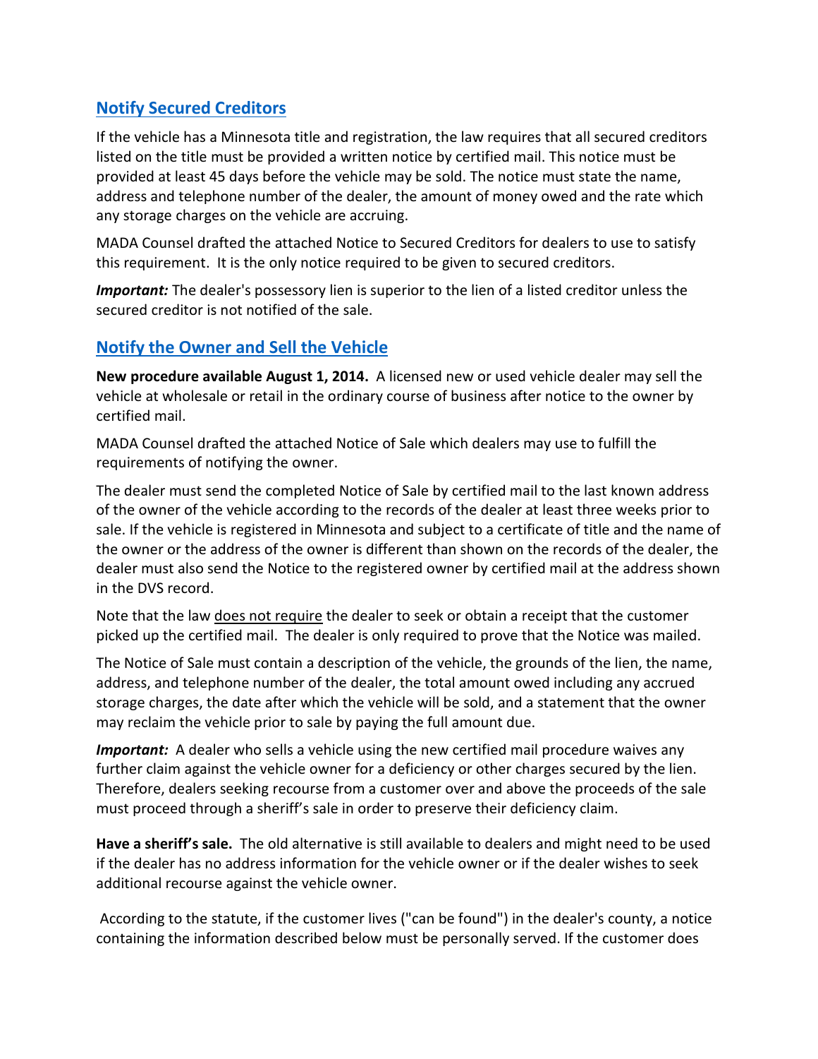## Notify Secured Creditors

If the vehicle has a Minnesota title and registration, the law requires that all secured creditors listed on the title must be provided a written notice by certified mail. This notice must be provided at least 45 days before the vehicle may be sold. The notice must state the name, address and telephone number of the dealer, the amount of money owed and the rate which any storage charges on the vehicle are accruing.

MADA Counsel drafted the attached Notice to Secured Creditors for dealers to use to satisfy this requirement. It is the only notice required to be given to secured creditors.

***Important:*** The dealer's possessory lien is superior to the lien of a listed creditor unless the secured creditor is not notified of the sale.

## Notify the Owner and Sell the Vehicle

**New procedure available August 1, 2014.** A licensed new or used vehicle dealer may sell the vehicle at wholesale or retail in the ordinary course of business after notice to the owner by certified mail.

MADA Counsel drafted the attached Notice of Sale which dealers may use to fulfill the requirements of notifying the owner.

The dealer must send the completed Notice of Sale by certified mail to the last known address of the owner of the vehicle according to the records of the dealer at least three weeks prior to sale. If the vehicle is registered in Minnesota and subject to a certificate of title and the name of the owner or the address of the owner is different than shown on the records of the dealer, the dealer must also send the Notice to the registered owner by certified mail at the address shown in the DVS record.

Note that the law does not require the dealer to seek or obtain a receipt that the customer picked up the certified mail. The dealer is only required to prove that the Notice was mailed.

The Notice of Sale must contain a description of the vehicle, the grounds of the lien, the name, address, and telephone number of the dealer, the total amount owed including any accrued storage charges, the date after which the vehicle will be sold, and a statement that the owner may reclaim the vehicle prior to sale by paying the full amount due.

***Important:*** A dealer who sells a vehicle using the new certified mail procedure waives any further claim against the vehicle owner for a deficiency or other charges secured by the lien. Therefore, dealers seeking recourse from a customer over and above the proceeds of the sale must proceed through a sheriff's sale in order to preserve their deficiency claim.

**Have a sheriff's sale.** The old alternative is still available to dealers and might need to be used if the dealer has no address information for the vehicle owner or if the dealer wishes to seek additional recourse against the vehicle owner.

According to the statute, if the customer lives ("can be found") in the dealer's county, a notice containing the information described below must be personally served. If the customer does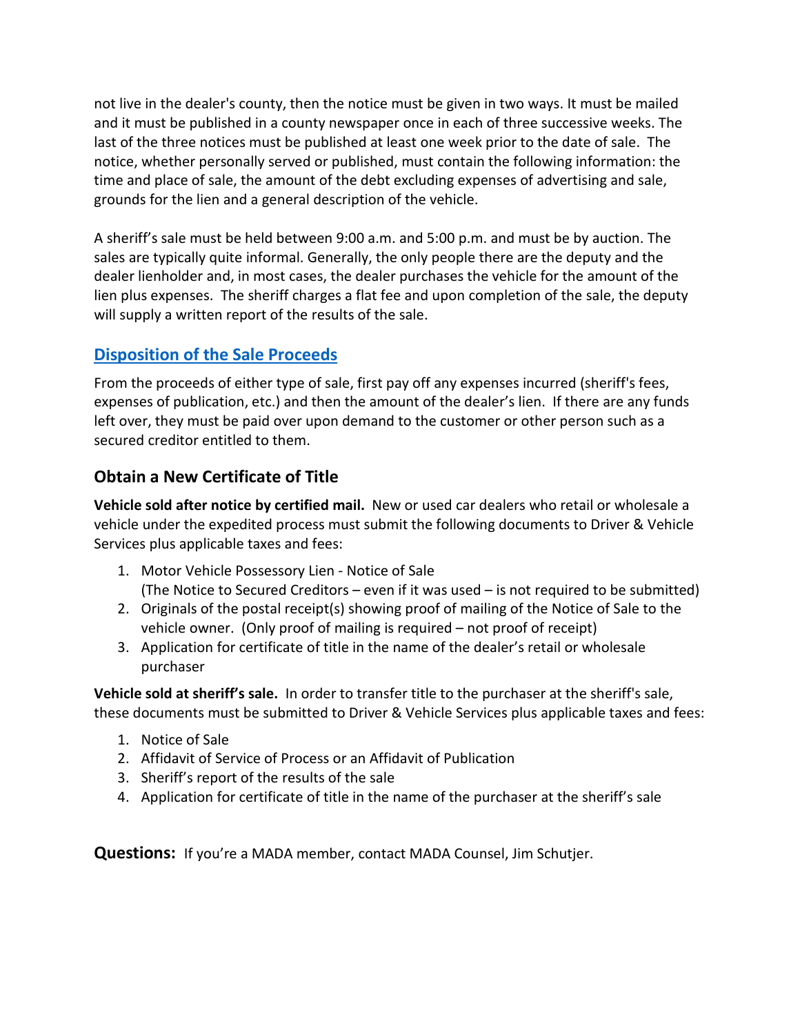not live in the dealer's county, then the notice must be given in two ways. It must be mailed and it must be published in a county newspaper once in each of three successive weeks. The last of the three notices must be published at least one week prior to the date of sale. The notice, whether personally served or published, must contain the following information: the time and place of sale, the amount of the debt excluding expenses of advertising and sale, grounds for the lien and a general description of the vehicle.

A sheriff's sale must be held between 9:00 a.m. and 5:00 p.m. and must be by auction. The sales are typically quite informal. Generally, the only people there are the deputy and the dealer lienholder and, in most cases, the dealer purchases the vehicle for the amount of the lien plus expenses. The sheriff charges a flat fee and upon completion of the sale, the deputy will supply a written report of the results of the sale.

## Disposition of the Sale Proceeds

From the proceeds of either type of sale, first pay off any expenses incurred (sheriff's fees, expenses of publication, etc.) and then the amount of the dealer's lien. If there are any funds left over, they must be paid over upon demand to the customer or other person such as a secured creditor entitled to them.

## Obtain a New Certificate of Title

**Vehicle sold after notice by certified mail.** New or used car dealers who retail or wholesale a vehicle under the expedited process must submit the following documents to Driver & Vehicle Services plus applicable taxes and fees:

1. Motor Vehicle Possessory Lien - Notice of Sale
   (The Notice to Secured Creditors – even if it was used – is not required to be submitted)
2. Originals of the postal receipt(s) showing proof of mailing of the Notice of Sale to the vehicle owner. (Only proof of mailing is required – not proof of receipt)
3. Application for certificate of title in the name of the dealer's retail or wholesale purchaser

**Vehicle sold at sheriff's sale.** In order to transfer title to the purchaser at the sheriff's sale, these documents must be submitted to Driver & Vehicle Services plus applicable taxes and fees:

1. Notice of Sale
2. Affidavit of Service of Process or an Affidavit of Publication
3. Sheriff's report of the results of the sale
4. Application for certificate of title in the name of the purchaser at the sheriff's sale

**Questions:** If you're a MADA member, contact MADA Counsel, Jim Schutjer.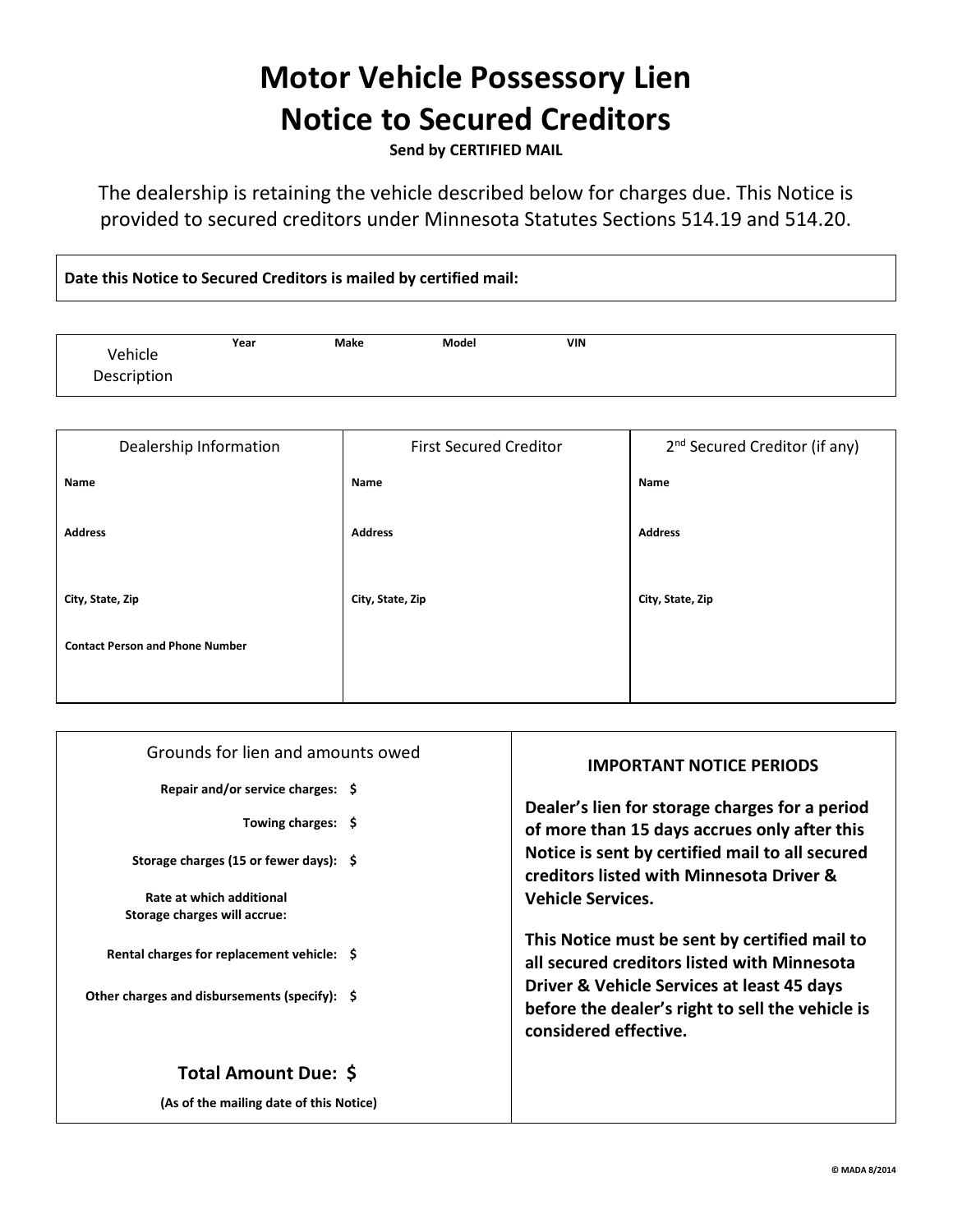# Motor Vehicle Possessory Lien
# Notice to Secured Creditors

**Send by CERTIFIED MAIL**

The dealership is retaining the vehicle described below for charges due. This Notice is provided to secured creditors under Minnesota Statutes Sections 514.19 and 514.20.

**Date this Notice to Secured Creditors is mailed by certified mail:**

| Vehicle Description | Year | Make | Model | VIN |
|---|---|---|---|---|
| | | | | |

| Dealership Information | First Secured Creditor | 2nd Secured Creditor (if any) |
|---|---|---|
| **Name** | **Name** | **Name** |
| **Address** | **Address** | **Address** |
| **City, State, Zip** | **City, State, Zip** | **City, State, Zip** |
| **Contact Person and Phone Number** | | |

Grounds for lien and amounts owed

**Repair and/or service charges:** $

**Towing charges:** $

**Storage charges (15 or fewer days):** $

**Rate at which additional Storage charges will accrue:**

**Rental charges for replacement vehicle:** $

**Other charges and disbursements (specify):** $

**Total Amount Due: $**

**(As of the mailing date of this Notice)**

**IMPORTANT NOTICE PERIODS**

**Dealer's lien for storage charges for a period of more than 15 days accrues only after this Notice is sent by certified mail to all secured creditors listed with Minnesota Driver & Vehicle Services.**

**This Notice must be sent by certified mail to all secured creditors listed with Minnesota Driver & Vehicle Services at least 45 days before the dealer's right to sell the vehicle is considered effective.**

© MADA 8/2014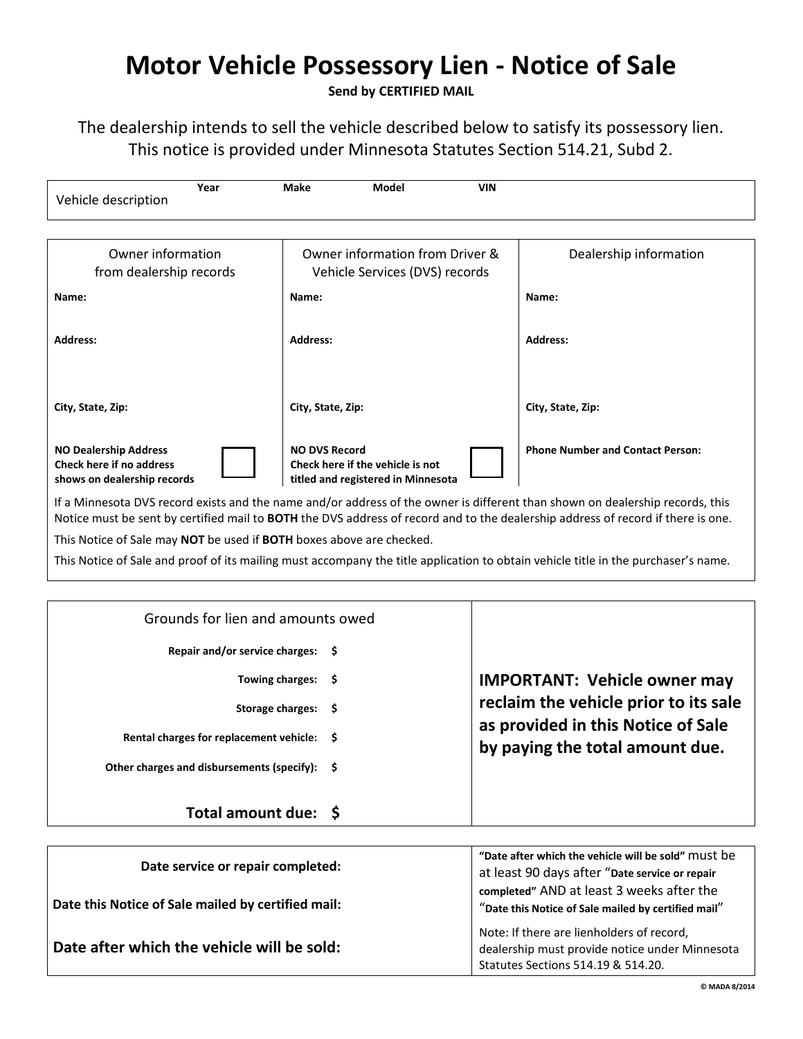# Motor Vehicle Possessory Lien - Notice of Sale

**Send by CERTIFIED MAIL**

The dealership intends to sell the vehicle described below to satisfy its possessory lien.
This notice is provided under Minnesota Statutes Section 514.21, Subd 2.

| | Year | Make | Model | VIN |
|---|---|---|---|---|
| Vehicle description | | | | |

| Owner information from dealership records | Owner information from Driver & Vehicle Services (DVS) records | Dealership information |
|---|---|---|
| **Name:** | **Name:** | **Name:** |
| **Address:** | **Address:** | **Address:** |
| **City, State, Zip:** | **City, State, Zip:** | **City, State, Zip:** |
| **NO Dealership Address** **Check here if no address shows on dealership records** ☐ | **NO DVS Record** **Check here if the vehicle is not titled and registered in Minnesota** ☐ | **Phone Number and Contact Person:** |

If a Minnesota DVS record exists and the name and/or address of the owner is different than shown on dealership records, this Notice must be sent by certified mail to **BOTH** the DVS address of record and to the dealership address of record if there is one.

This Notice of Sale may **NOT** be used if **BOTH** boxes above are checked.

This Notice of Sale and proof of its mailing must accompany the title application to obtain vehicle title in the purchaser's name.

| Grounds for lien and amounts owed | |
|---|---|
| **Repair and/or service charges:** | $ |
| **Towing charges:** | $ |
| **Storage charges:** | $ |
| **Rental charges for replacement vehicle:** | $ |
| **Other charges and disbursements (specify):** | $ |
| **Total amount due:** | **$** |

**IMPORTANT: Vehicle owner may reclaim the vehicle prior to its sale as provided in this Notice of Sale by paying the total amount due.**

| | |
|---|---|
| **Date service or repair completed:** | |
| **Date this Notice of Sale mailed by certified mail:** | |
| **Date after which the vehicle will be sold:** | |

"**Date after which the vehicle will be sold**" must be at least 90 days after "**Date service or repair completed**" AND at least 3 weeks after the "**Date this Notice of Sale mailed by certified mail**"

Note: If there are lienholders of record, dealership must provide notice under Minnesota Statutes Sections 514.19 & 514.20.

© MADA 8/2014